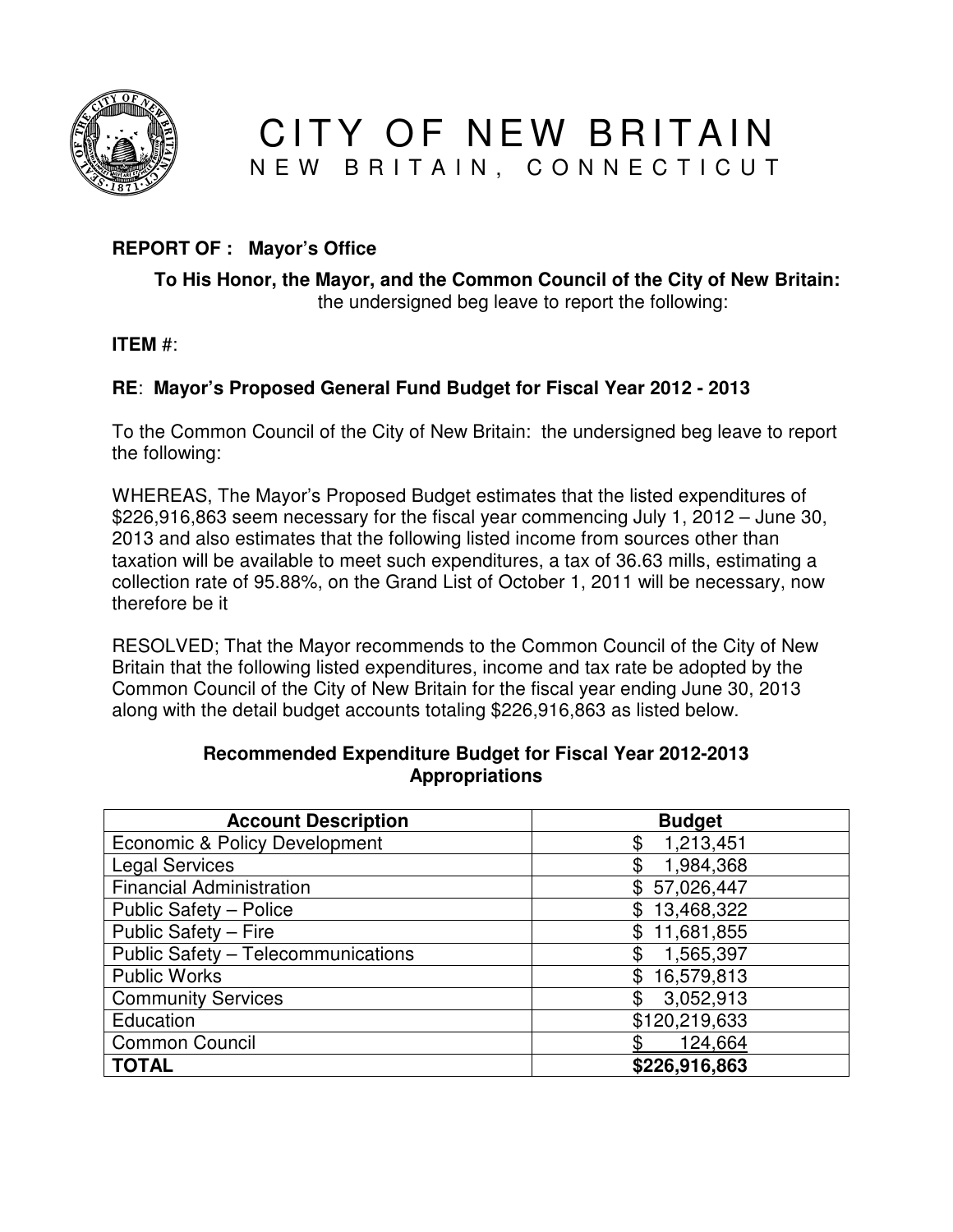# CITY OF NEW BRITAIN

## NEW BRITAIN, CONNECTICUT

**REPORT OF : Mayor's Office**

**To His Honor, the Mayor, and the Common Council of the City of New Britain:**
the undersigned beg leave to report the following:

**ITEM #**:

**RE**: **Mayor's Proposed General Fund Budget for Fiscal Year 2012 - 2013**

To the Common Council of the City of New Britain: the undersigned beg leave to report the following:

WHEREAS, The Mayor's Proposed Budget estimates that the listed expenditures of $226,916,863 seem necessary for the fiscal year commencing July 1, 2012 – June 30, 2013 and also estimates that the following listed income from sources other than taxation will be available to meet such expenditures, a tax of 36.63 mills, estimating a collection rate of 95.88%, on the Grand List of October 1, 2011 will be necessary, now therefore be it

RESOLVED; That the Mayor recommends to the Common Council of the City of New Britain that the following listed expenditures, income and tax rate be adopted by the Common Council of the City of New Britain for the fiscal year ending June 30, 2013 along with the detail budget accounts totaling $226,916,863 as listed below.

**Recommended Expenditure Budget for Fiscal Year 2012-2013**
**Appropriations**

| Account Description | Budget |
|---|---|
| Economic & Policy Development | $ 1,213,451 |
| Legal Services | $ 1,984,368 |
| Financial Administration | $ 57,026,447 |
| Public Safety – Police | $ 13,468,322 |
| Public Safety – Fire | $ 11,681,855 |
| Public Safety – Telecommunications | $ 1,565,397 |
| Public Works | $ 16,579,813 |
| Community Services | $ 3,052,913 |
| Education | $120,219,633 |
| Common Council | $ 124,664 |
| **TOTAL** | **$226,916,863** |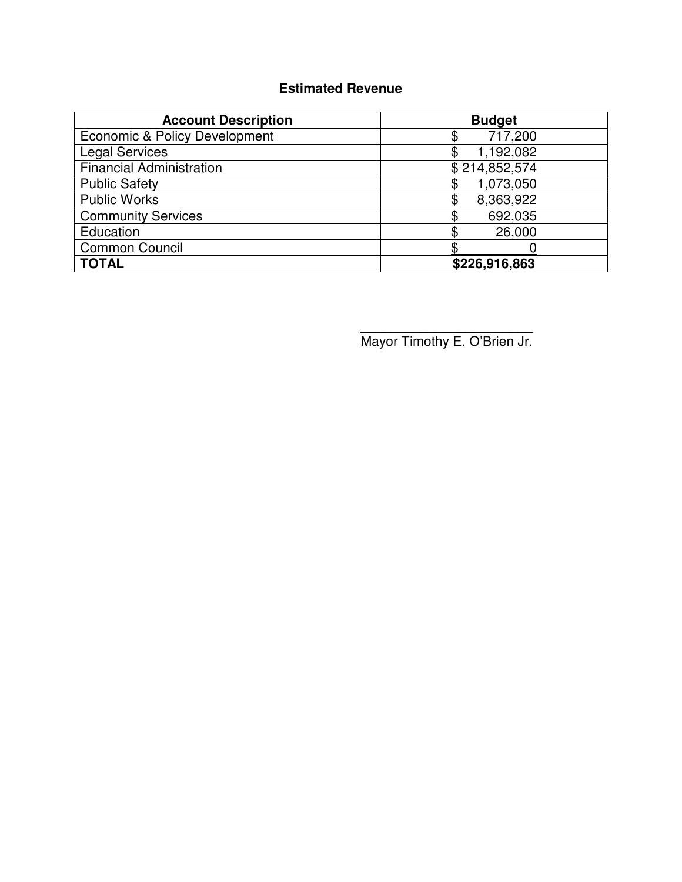## Estimated Revenue

| Account Description | Budget |
|---|---|
| Economic & Policy Development | $ 717,200 |
| Legal Services | $ 1,192,082 |
| Financial Administration | $ 214,852,574 |
| Public Safety | $ 1,073,050 |
| Public Works | $ 8,363,922 |
| Community Services | $ 692,035 |
| Education | $ 26,000 |
| Common Council | $ 0 |
| **TOTAL** | **$226,916,863** |

\_\_\_\_\_\_\_\_\_\_\_\_\_\_\_\_\_\_\_\_\_\_\_\_

Mayor Timothy E. O'Brien Jr.